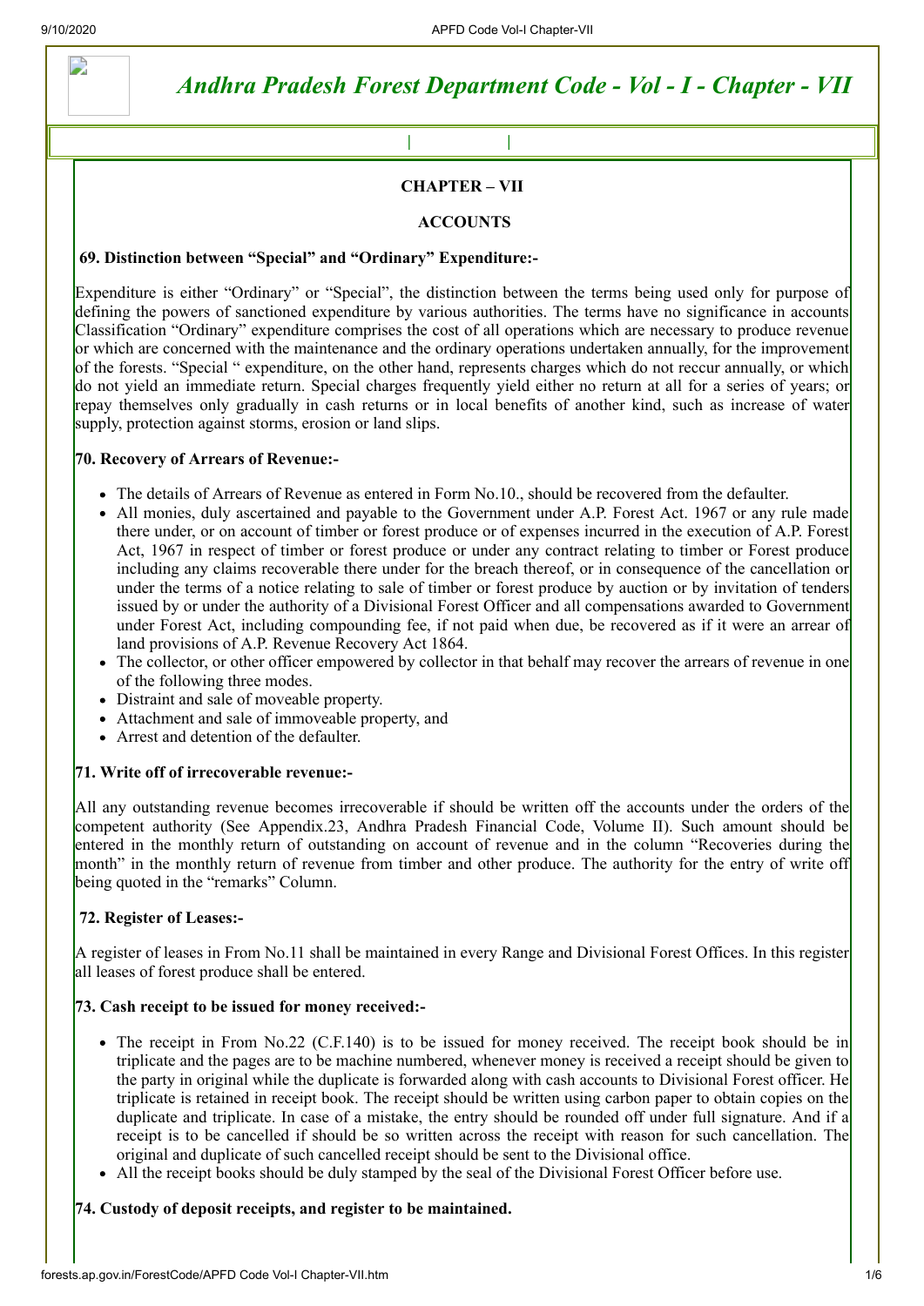# *Andhra Pradesh Forest Department Code - Vol - I - Chapter - VII*

## CHAPTER – VII

## ACCOUNTS

### 69. Distinction between "Special" and "Ordinary" Expenditure:-

Expenditure is either "Ordinary" or "Special", the distinction between the terms being used only for purpose of defining the powers of sanctioned expenditure by various authorities. The terms have no significance in accounts Classification "Ordinary" expenditure comprises the cost of all operations which are necessary to produce revenue or which are concerned with the maintenance and the ordinary operations undertaken annually, for the improvement of the forests. "Special " expenditure, on the other hand, represents charges which do not reccur annually, or which do not yield an immediate return. Special charges frequently yield either no return at all for a series of years; or repay themselves only gradually in cash returns or in local benefits of another kind, such as increase of water supply, protection against storms, erosion or land slips.

### 70. Recovery of Arrears of Revenue:-

- The details of Arrears of Revenue as entered in Form No.10., should be recovered from the defaulter.
- All monies, duly ascertained and payable to the Government under A.P. Forest Act. 1967 or any rule made there under, or on account of timber or forest produce or of expenses incurred in the execution of A.P. Forest Act, 1967 in respect of timber or forest produce or under any contract relating to timber or Forest produce including any claims recoverable there under for the breach thereof, or in consequence of the cancellation or under the terms of a notice relating to sale of timber or forest produce by auction or by invitation of tenders issued by or under the authority of a Divisional Forest Officer and all compensations awarded to Government under Forest Act, including compounding fee, if not paid when due, be recovered as if it were an arrear of land provisions of A.P. Revenue Recovery Act 1864.
- The collector, or other officer empowered by collector in that behalf may recover the arrears of revenue in one of the following three modes.
- Distraint and sale of moveable property.
- Attachment and sale of immoveable property, and
- Arrest and detention of the defaulter.

### 71. Write off of irrecoverable revenue:-

All any outstanding revenue becomes irrecoverable if should be written off the accounts under the orders of the competent authority (See Appendix.23, Andhra Pradesh Financial Code, Volume II). Such amount should be entered in the monthly return of outstanding on account of revenue and in the column "Recoveries during the month" in the monthly return of revenue from timber and other produce. The authority for the entry of write off being quoted in the "remarks" Column.

### 72. Register of Leases:-

A register of leases in From No.11 shall be maintained in every Range and Divisional Forest Offices. In this register all leases of forest produce shall be entered.

### 73. Cash receipt to be issued for money received:-

- The receipt in From No.22 (C.F.140) is to be issued for money received. The receipt book should be in triplicate and the pages are to be machine numbered, whenever money is received a receipt should be given to the party in original while the duplicate is forwarded along with cash accounts to Divisional Forest officer. He triplicate is retained in receipt book. The receipt should be written using carbon paper to obtain copies on the duplicate and triplicate. In case of a mistake, the entry should be rounded off under full signature. And if a receipt is to be cancelled if should be so written across the receipt with reason for such cancellation. The original and duplicate of such cancelled receipt should be sent to the Divisional office.
- All the receipt books should be duly stamped by the seal of the Divisional Forest Officer before use.

### 74. Custody of deposit receipts, and register to be maintained.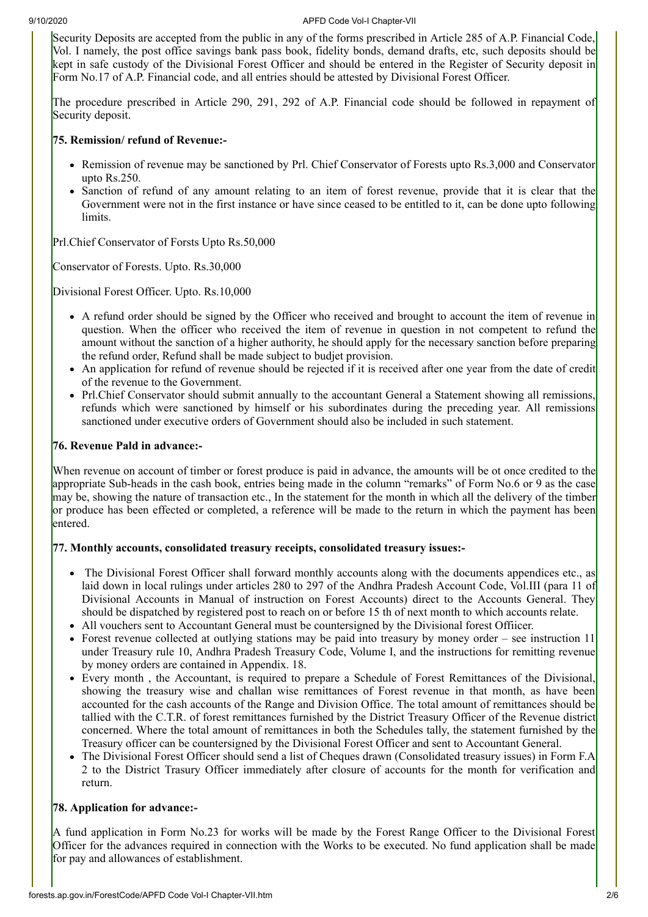Security Deposits are accepted from the public in any of the forms prescribed in Article 285 of A.P. Financial Code, Vol. I namely, the post office savings bank pass book, fidelity bonds, demand drafts, etc, such deposits should be kept in safe custody of the Divisional Forest Officer and should be entered in the Register of Security deposit in Form No.17 of A.P. Financial code, and all entries should be attested by Divisional Forest Officer.

The procedure prescribed in Article 290, 291, 292 of A.P. Financial code should be followed in repayment of Security deposit.

**75. Remission/ refund of Revenue:-**

- Remission of revenue may be sanctioned by Prl. Chief Conservator of Forests upto Rs.3,000 and Conservator upto Rs.250.
- Sanction of refund of any amount relating to an item of forest revenue, provide that it is clear that the Government were not in the first instance or have since ceased to be entitled to it, can be done upto following limits.

Prl.Chief Conservator of Forsts Upto Rs.50,000

Conservator of Forests. Upto. Rs.30,000

Divisional Forest Officer. Upto. Rs.10,000

- A refund order should be signed by the Officer who received and brought to account the item of revenue in question. When the officer who received the item of revenue in question in not competent to refund the amount without the sanction of a higher authority, he should apply for the necessary sanction before preparing the refund order, Refund shall be made subject to budjet provision.
- An application for refund of revenue should be rejected if it is received after one year from the date of credit of the revenue to the Government.
- Prl.Chief Conservator should submit annually to the accountant General a Statement showing all remissions, refunds which were sanctioned by himself or his subordinates during the preceding year. All remissions sanctioned under executive orders of Government should also be included in such statement.

**76. Revenue Pald in advance:-**

When revenue on account of timber or forest produce is paid in advance, the amounts will be ot once credited to the appropriate Sub-heads in the cash book, entries being made in the column "remarks" of Form No.6 or 9 as the case may be, showing the nature of transaction etc., In the statement for the month in which all the delivery of the timber or produce has been effected or completed, a reference will be made to the return in which the payment has been entered.

**77. Monthly accounts, consolidated treasury receipts, consolidated treasury issues:-**

- The Divisional Forest Officer shall forward monthly accounts along with the documents appendices etc., as laid down in local rulings under articles 280 to 297 of the Andhra Pradesh Account Code, Vol.III (para 11 of Divisional Accounts in Manual of instruction on Forest Accounts) direct to the Accounts General. They should be dispatched by registered post to reach on or before 15 th of next month to which accounts relate.
- All vouchers sent to Accountant General must be countersigned by the Divisional forest Offiicer.
- Forest revenue collected at outlying stations may be paid into treasury by money order – see instruction 11 under Treasury rule 10, Andhra Pradesh Treasury Code, Volume I, and the instructions for remitting revenue by money orders are contained in Appendix. 18.
- Every month , the Accountant, is required to prepare a Schedule of Forest Remittances of the Divisional, showing the treasury wise and challan wise remittances of Forest revenue in that month, as have been accounted for the cash accounts of the Range and Division Office. The total amount of remittances should be tallied with the C.T.R. of forest remittances furnished by the District Treasury Officer of the Revenue district concerned. Where the total amount of remittances in both the Schedules tally, the statement furnished by the Treasury officer can be countersigned by the Divisional Forest Officer and sent to Accountant General.
- The Divisional Forest Officer should send a list of Cheques drawn (Consolidated treasury issues) in Form F.A 2 to the District Trasury Officer immediately after closure of accounts for the month for verification and return.

**78. Application for advance:-**

A fund application in Form No.23 for works will be made by the Forest Range Officer to the Divisional Forest Officer for the advances required in connection with the Works to be executed. No fund application shall be made for pay and allowances of establishment.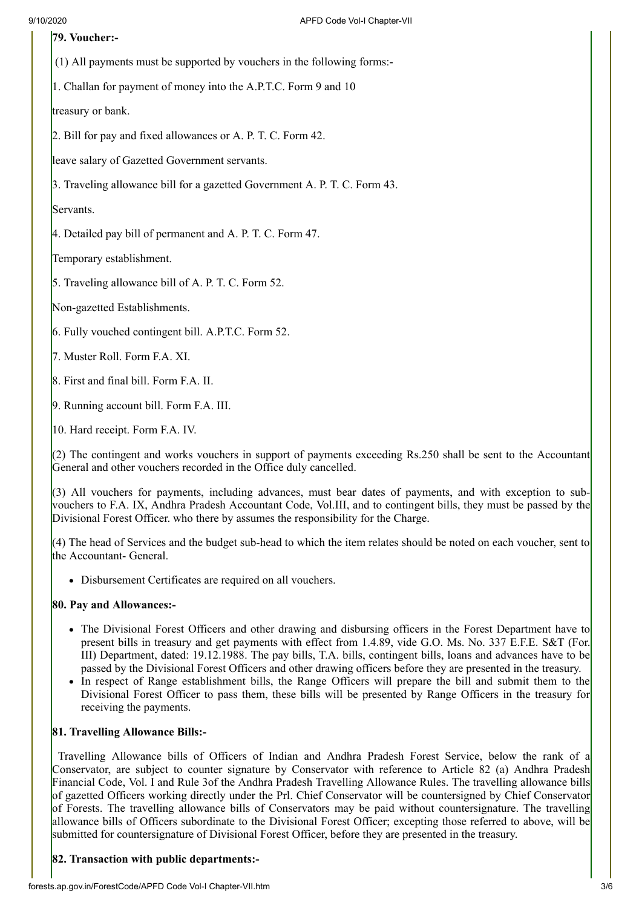**79. Voucher:-**

(1) All payments must be supported by vouchers in the following forms:-

1. Challan for payment of money into the A.P.T.C. Form 9 and 10

treasury or bank.

2. Bill for pay and fixed allowances or A. P. T. C. Form 42.

leave salary of Gazetted Government servants.

3. Traveling allowance bill for a gazetted Government A. P. T. C. Form 43.

Servants.

4. Detailed pay bill of permanent and A. P. T. C. Form 47.

Temporary establishment.

5. Traveling allowance bill of A. P. T. C. Form 52.

Non-gazetted Establishments.

6. Fully vouched contingent bill. A.P.T.C. Form 52.

7. Muster Roll. Form F.A. XI.

8. First and final bill. Form F.A. II.

9. Running account bill. Form F.A. III.

10. Hard receipt. Form F.A. IV.

(2) The contingent and works vouchers in support of payments exceeding Rs.250 shall be sent to the Accountant General and other vouchers recorded in the Office duly cancelled.

(3) All vouchers for payments, including advances, must bear dates of payments, and with exception to sub-vouchers to F.A. IX, Andhra Pradesh Accountant Code, Vol.III, and to contingent bills, they must be passed by the Divisional Forest Officer. who there by assumes the responsibility for the Charge.

(4) The head of Services and the budget sub-head to which the item relates should be noted on each voucher, sent to the Accountant- General.

- Disbursement Certificates are required on all vouchers.

**80. Pay and Allowances:-**

- The Divisional Forest Officers and other drawing and disbursing officers in the Forest Department have to present bills in treasury and get payments with effect from 1.4.89, vide G.O. Ms. No. 337 E.F.E. S&T (For. III) Department, dated: 19.12.1988. The pay bills, T.A. bills, contingent bills, loans and advances have to be passed by the Divisional Forest Officers and other drawing officers before they are presented in the treasury.
- In respect of Range establishment bills, the Range Officers will prepare the bill and submit them to the Divisional Forest Officer to pass them, these bills will be presented by Range Officers in the treasury for receiving the payments.

**81. Travelling Allowance Bills:-**

Travelling Allowance bills of Officers of Indian and Andhra Pradesh Forest Service, below the rank of a Conservator, are subject to counter signature by Conservator with reference to Article 82 (a) Andhra Pradesh Financial Code, Vol. I and Rule 3of the Andhra Pradesh Travelling Allowance Rules. The travelling allowance bills of gazetted Officers working directly under the Prl. Chief Conservator will be countersigned by Chief Conservator of Forests. The travelling allowance bills of Conservators may be paid without countersignature. The travelling allowance bills of Officers subordinate to the Divisional Forest Officer; excepting those referred to above, will be submitted for countersignature of Divisional Forest Officer, before they are presented in the treasury.

**82. Transaction with public departments:-**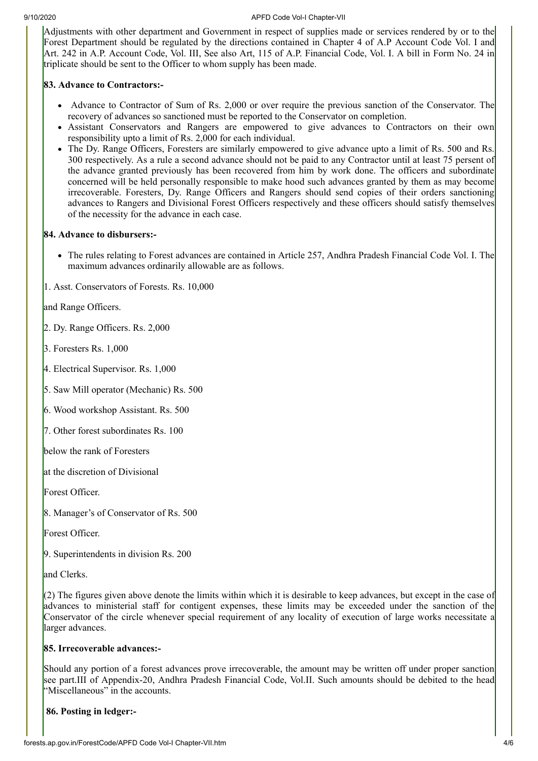Adjustments with other department and Government in respect of supplies made or services rendered by or to the Forest Department should be regulated by the directions contained in Chapter 4 of A.P Account Code Vol. I and Art. 242 in A.P. Account Code, Vol. III, See also Art, 115 of A.P. Financial Code, Vol. I. A bill in Form No. 24 in triplicate should be sent to the Officer to whom supply has been made.

**83. Advance to Contractors:-**

- Advance to Contractor of Sum of Rs. 2,000 or over require the previous sanction of the Conservator. The recovery of advances so sanctioned must be reported to the Conservator on completion.
- Assistant Conservators and Rangers are empowered to give advances to Contractors on their own responsibility upto a limit of Rs. 2,000 for each individual.
- The Dy. Range Officers, Foresters are similarly empowered to give advance upto a limit of Rs. 500 and Rs. 300 respectively. As a rule a second advance should not be paid to any Contractor until at least 75 persent of the advance granted previously has been recovered from him by work done. The officers and subordinate concerned will be held personally responsible to make hood such advances granted by them as may become irrecoverable. Foresters, Dy. Range Officers and Rangers should send copies of their orders sanctioning advances to Rangers and Divisional Forest Officers respectively and these officers should satisfy themselves of the necessity for the advance in each case.

**84. Advance to disbursers:-**

- The rules relating to Forest advances are contained in Article 257, Andhra Pradesh Financial Code Vol. I. The maximum advances ordinarily allowable are as follows.

1. Asst. Conservators of Forests. Rs. 10,000

and Range Officers.

2. Dy. Range Officers. Rs. 2,000

3. Foresters Rs. 1,000

4. Electrical Supervisor. Rs. 1,000

5. Saw Mill operator (Mechanic) Rs. 500

6. Wood workshop Assistant. Rs. 500

7. Other forest subordinates Rs. 100

below the rank of Foresters

at the discretion of Divisional

Forest Officer.

8. Manager's of Conservator of Rs. 500

Forest Officer.

9. Superintendents in division Rs. 200

and Clerks.

(2) The figures given above denote the limits within which it is desirable to keep advances, but except in the case of advances to ministerial staff for contigent expenses, these limits may be exceeded under the sanction of the Conservator of the circle whenever special requirement of any locality of execution of large works necessitate a larger advances.

**85. Irrecoverable advances:-**

Should any portion of a forest advances prove irrecoverable, the amount may be written off under proper sanction see part.III of Appendix-20, Andhra Pradesh Financial Code, Vol.II. Such amounts should be debited to the head "Miscellaneous" in the accounts.

**86. Posting in ledger:-**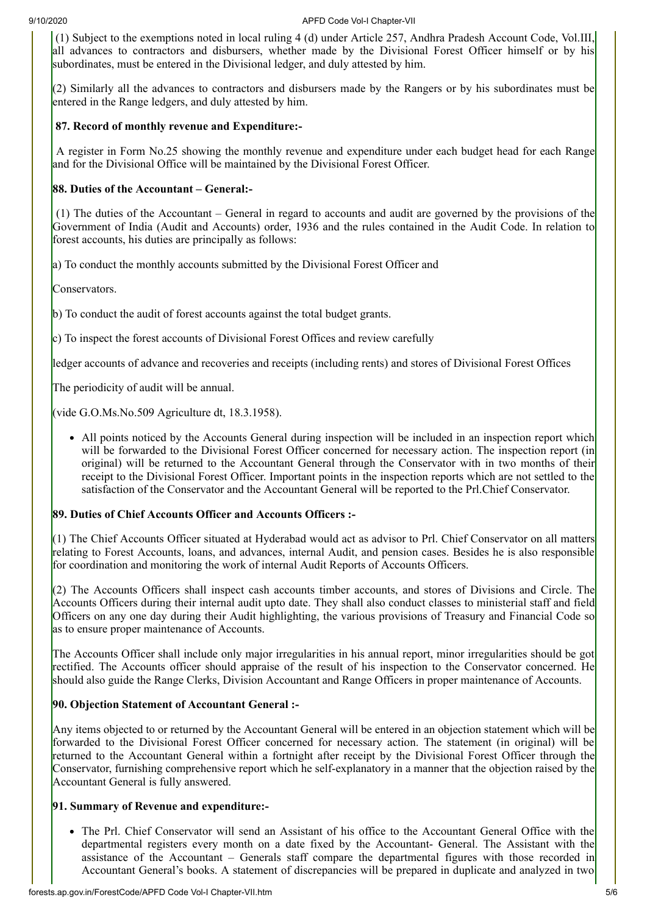(1) Subject to the exemptions noted in local ruling 4 (d) under Article 257, Andhra Pradesh Account Code, Vol.III, all advances to contractors and disbursers, whether made by the Divisional Forest Officer himself or by his subordinates, must be entered in the Divisional ledger, and duly attested by him.

(2) Similarly all the advances to contractors and disbursers made by the Rangers or by his subordinates must be entered in the Range ledgers, and duly attested by him.

**87. Record of monthly revenue and Expenditure:-**

A register in Form No.25 showing the monthly revenue and expenditure under each budget head for each Range and for the Divisional Office will be maintained by the Divisional Forest Officer.

**88. Duties of the Accountant – General:-**

(1) The duties of the Accountant – General in regard to accounts and audit are governed by the provisions of the Government of India (Audit and Accounts) order, 1936 and the rules contained in the Audit Code. In relation to forest accounts, his duties are principally as follows:

a) To conduct the monthly accounts submitted by the Divisional Forest Officer and

Conservators.

b) To conduct the audit of forest accounts against the total budget grants.

c) To inspect the forest accounts of Divisional Forest Offices and review carefully

ledger accounts of advance and recoveries and receipts (including rents) and stores of Divisional Forest Offices

The periodicity of audit will be annual.

(vide G.O.Ms.No.509 Agriculture dt, 18.3.1958).

- All points noticed by the Accounts General during inspection will be included in an inspection report which will be forwarded to the Divisional Forest Officer concerned for necessary action. The inspection report (in original) will be returned to the Accountant General through the Conservator with in two months of their receipt to the Divisional Forest Officer. Important points in the inspection reports which are not settled to the satisfaction of the Conservator and the Accountant General will be reported to the Prl.Chief Conservator.

**89. Duties of Chief Accounts Officer and Accounts Officers :-**

(1) The Chief Accounts Officer situated at Hyderabad would act as advisor to Prl. Chief Conservator on all matters relating to Forest Accounts, loans, and advances, internal Audit, and pension cases. Besides he is also responsible for coordination and monitoring the work of internal Audit Reports of Accounts Officers.

(2) The Accounts Officers shall inspect cash accounts timber accounts, and stores of Divisions and Circle. The Accounts Officers during their internal audit upto date. They shall also conduct classes to ministerial staff and field Officers on any one day during their Audit highlighting, the various provisions of Treasury and Financial Code so as to ensure proper maintenance of Accounts.

The Accounts Officer shall include only major irregularities in his annual report, minor irregularities should be got rectified. The Accounts officer should appraise of the result of his inspection to the Conservator concerned. He should also guide the Range Clerks, Division Accountant and Range Officers in proper maintenance of Accounts.

**90. Objection Statement of Accountant General :-**

Any items objected to or returned by the Accountant General will be entered in an objection statement which will be forwarded to the Divisional Forest Officer concerned for necessary action. The statement (in original) will be returned to the Accountant General within a fortnight after receipt by the Divisional Forest Officer through the Conservator, furnishing comprehensive report which he self-explanatory in a manner that the objection raised by the Accountant General is fully answered.

**91. Summary of Revenue and expenditure:-**

- The Prl. Chief Conservator will send an Assistant of his office to the Accountant General Office with the departmental registers every month on a date fixed by the Accountant- General. The Assistant with the assistance of the Accountant – Generals staff compare the departmental figures with those recorded in Accountant General's books. A statement of discrepancies will be prepared in duplicate and analyzed in two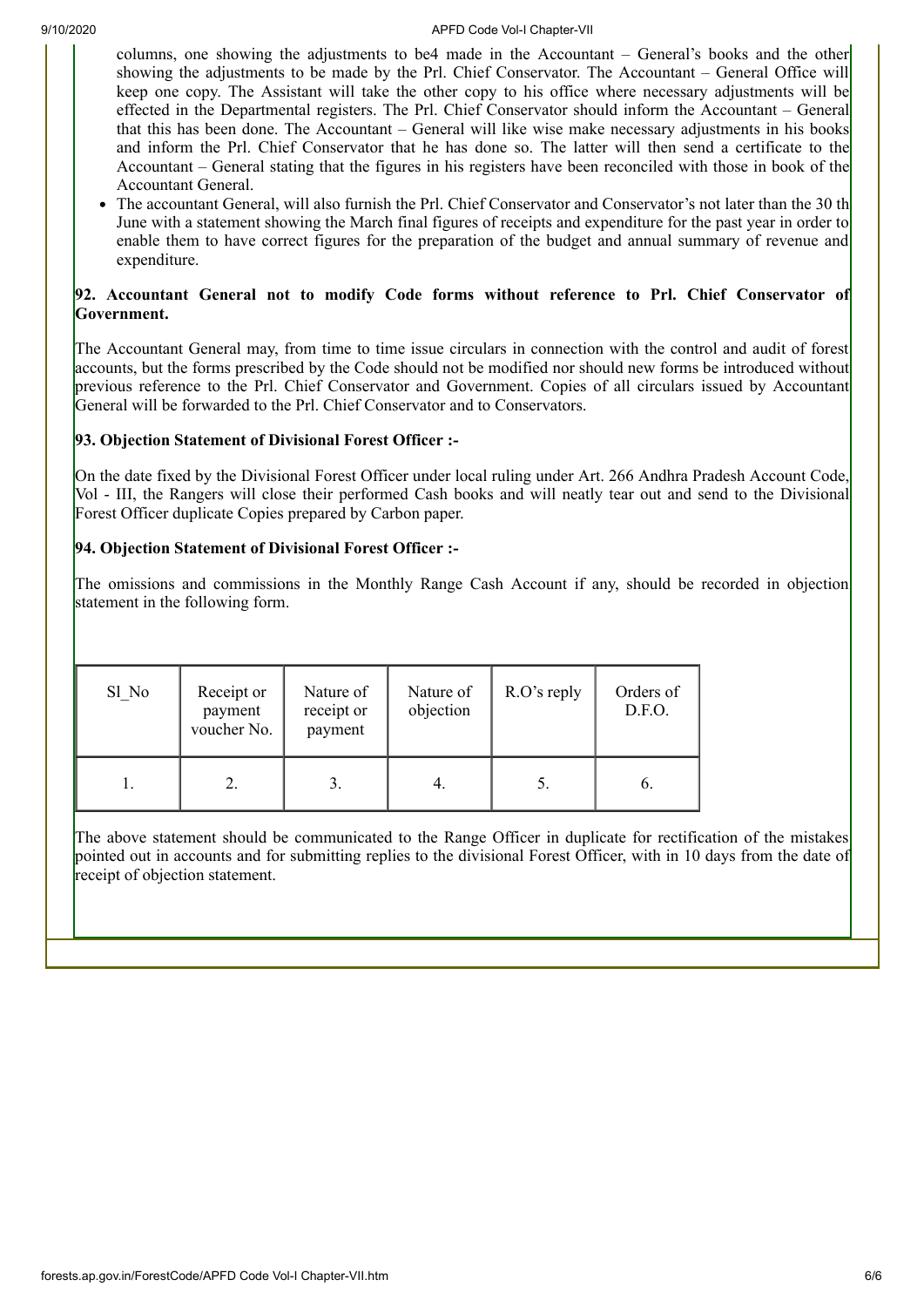columns, one showing the adjustments to be4 made in the Accountant – General's books and the other showing the adjustments to be made by the Prl. Chief Conservator. The Accountant – General Office will keep one copy. The Assistant will take the other copy to his office where necessary adjustments will be effected in the Departmental registers. The Prl. Chief Conservator should inform the Accountant – General that this has been done. The Accountant – General will like wise make necessary adjustments in his books and inform the Prl. Chief Conservator that he has done so. The latter will then send a certificate to the Accountant – General stating that the figures in his registers have been reconciled with those in book of the Accountant General.

- The accountant General, will also furnish the Prl. Chief Conservator and Conservator's not later than the 30 th June with a statement showing the March final figures of receipts and expenditure for the past year in order to enable them to have correct figures for the preparation of the budget and annual summary of revenue and expenditure.

**92. Accountant General not to modify Code forms without reference to Prl. Chief Conservator of Government.**

The Accountant General may, from time to time issue circulars in connection with the control and audit of forest accounts, but the forms prescribed by the Code should not be modified nor should new forms be introduced without previous reference to the Prl. Chief Conservator and Government. Copies of all circulars issued by Accountant General will be forwarded to the Prl. Chief Conservator and to Conservators.

**93. Objection Statement of Divisional Forest Officer :-**

On the date fixed by the Divisional Forest Officer under local ruling under Art. 266 Andhra Pradesh Account Code, Vol - III, the Rangers will close their performed Cash books and will neatly tear out and send to the Divisional Forest Officer duplicate Copies prepared by Carbon paper.

**94. Objection Statement of Divisional Forest Officer :-**

The omissions and commissions in the Monthly Range Cash Account if any, should be recorded in objection statement in the following form.

| Sl_No | Receipt or payment voucher No. | Nature of receipt or payment | Nature of objection | R.O's reply | Orders of D.F.O. |
|---|---|---|---|---|---|
| 1. | 2. | 3. | 4. | 5. | 6. |

The above statement should be communicated to the Range Officer in duplicate for rectification of the mistakes pointed out in accounts and for submitting replies to the divisional Forest Officer, with in 10 days from the date of receipt of objection statement.